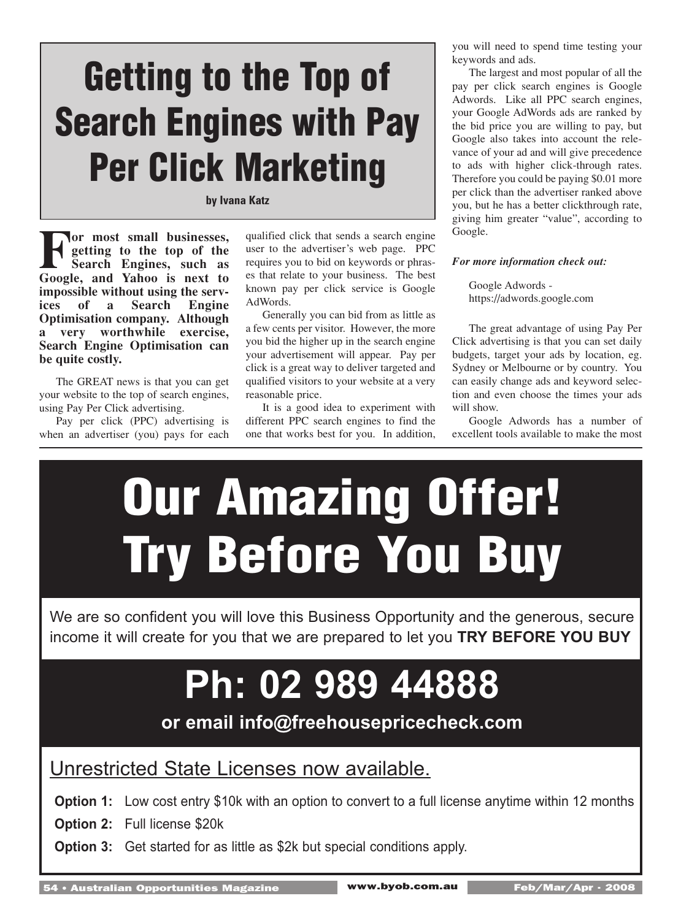# Getting to the Top of Search Engines with Pay Per Click Marketing

**by Ivana Katz**

**For most small businesses, getting to the top of the Search Engines, such as Google, and Yahoo is next to impossible without using the services of a Search Engine Optimisation company. Although a very worthwhile exercise, Search Engine Optimisation can be quite costly.**

The GREAT news is that you can get your website to the top of search engines, using Pay Per Click advertising.

Pay per click (PPC) advertising is when an advertiser (you) pays for each qualified click that sends a search engine user to the advertiser's web page. PPC requires you to bid on keywords or phrases that relate to your business. The best known pay per click service is Google AdWords.

Generally you can bid from as little as a few cents per visitor. However, the more you bid the higher up in the search engine your advertisement will appear. Pay per click is a great way to deliver targeted and qualified visitors to your website at a very reasonable price.

It is a good idea to experiment with different PPC search engines to find the one that works best for you. In addition, you will need to spend time testing your keywords and ads.

The largest and most popular of all the pay per click search engines is Google Adwords. Like all PPC search engines, your Google AdWords ads are ranked by the bid price you are willing to pay, but Google also takes into account the relevance of your ad and will give precedence to ads with higher click-through rates. Therefore you could be paying $0.01 more per click than the advertiser ranked above you, but he has a better clickthrough rate, giving him greater "value", according to Google.

***For more information check out:***

Google Adwords - https://adwords.google.com

The great advantage of using Pay Per Click advertising is that you can set daily budgets, target your ads by location, eg. Sydney or Melbourne or by country. You can easily change ads and keyword selection and even choose the times your ads will show.

Google Adwords has a number of excellent tools available to make the most

# Our Amazing Offer! Try Before You Buy

We are so confident you will love this Business Opportunity and the generous, secure income it will create for you that we are prepared to let you **TRY BEFORE YOU BUY**

## Ph: 02 989 44888

**or email info@freehousepricecheck.com**

Unrestricted State Licenses now available.

**Option 1:** Low cost entry $10k with an option to convert to a full license anytime within 12 months

**Option 2:** Full license $20k

**Option 3:** Get started for as little as $2k but special conditions apply.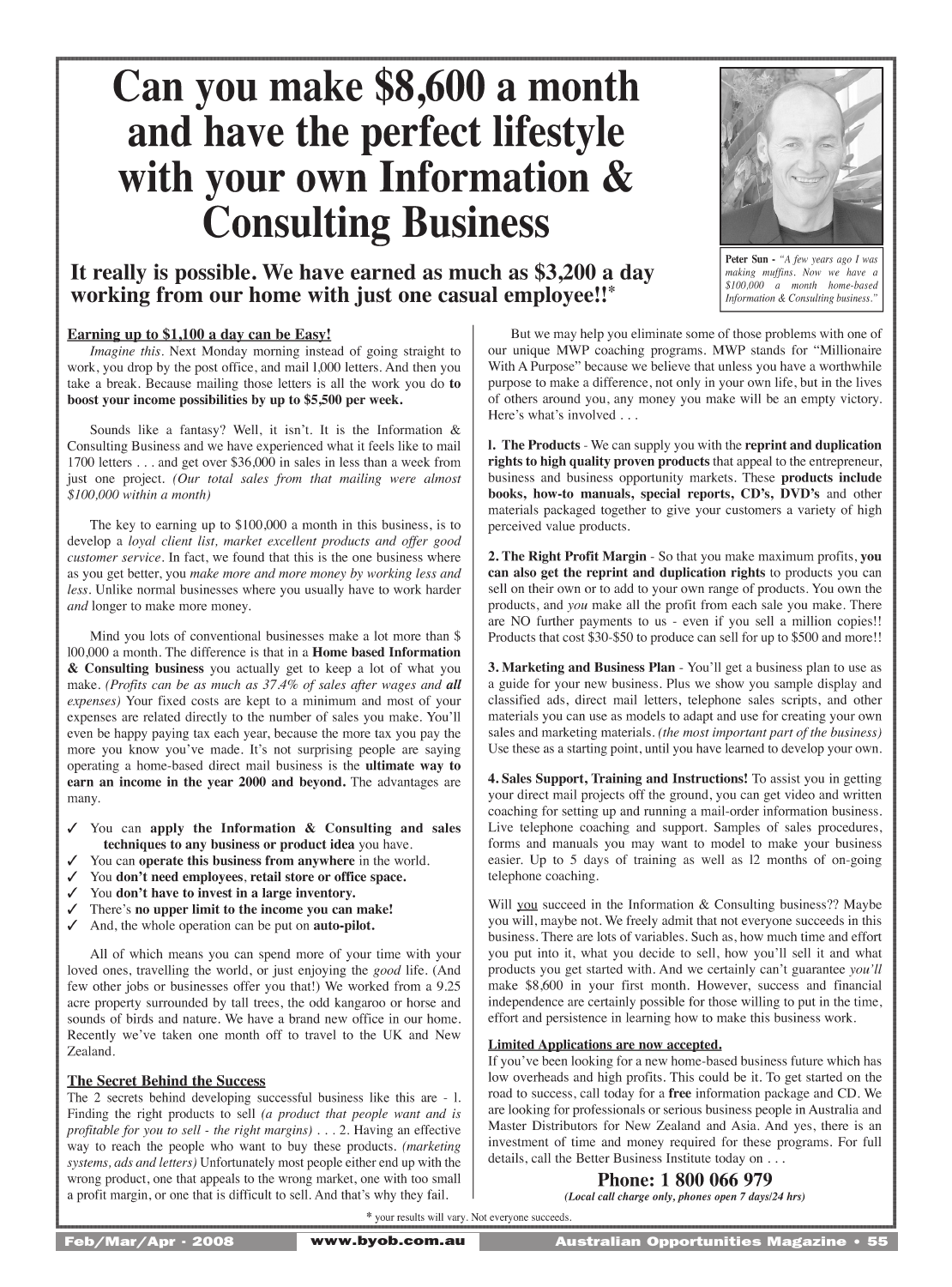# Can you make $8,600 a month and have the perfect lifestyle with your own Information & Consulting Business

**It really is possible. We have earned as much as $3,200 a day working from our home with just one casual employee!!***

**Peter Sun -** *"A few years ago I was making muffins. Now we have a $100,000 a month home-based Information & Consulting business."*

**Earning up to $1,100 a day can be Easy!**

*Imagine this.* Next Monday morning instead of going straight to work, you drop by the post office, and mail l,000 letters. And then you take a break. Because mailing those letters is all the work you do **to boost your income possibilities by up to $5,500 per week.**

Sounds like a fantasy? Well, it isn't. It is the Information & Consulting Business and we have experienced what it feels like to mail 1700 letters . . . and get over $36,000 in sales in less than a week from just one project. *(Our total sales from that mailing were almost $100,000 within a month)*

The key to earning up to $100,000 a month in this business, is to develop a *loyal client list, market excellent products and offer good customer service*. In fact, we found that this is the one business where as you get better, you *make more and more money by working less and less*. Unlike normal businesses where you usually have to work harder *and* longer to make more money.

Mind you lots of conventional businesses make a lot more than $ l00,000 a month. The difference is that in a **Home based Information & Consulting business** you actually get to keep a lot of what you make. *(Profits can be as much as 37.4% of sales after wages and **all** expenses)* Your fixed costs are kept to a minimum and most of your expenses are related directly to the number of sales you make. You'll even be happy paying tax each year, because the more tax you pay the more you know you've made. It's not surprising people are saying operating a home-based direct mail business is the **ultimate way to earn an income in the year 2000 and beyond.** The advantages are many.

- ✓ You can **apply the Information & Consulting and sales techniques to any business or product idea** you have.
- ✓ You can **operate this business from anywhere** in the world.
- ✓ You **don't need employees**, **retail store or office space.**
- ✓ You **don't have to invest in a large inventory.**
- ✓ There's **no upper limit to the income you can make!**
- ✓ And, the whole operation can be put on **auto-pilot.**

All of which means you can spend more of your time with your loved ones, travelling the world, or just enjoying the *good* life. (And few other jobs or businesses offer you that!) We worked from a 9.25 acre property surrounded by tall trees, the odd kangaroo or horse and sounds of birds and nature. We have a brand new office in our home. Recently we've taken one month off to travel to the UK and New Zealand.

**The Secret Behind the Success**

The 2 secrets behind developing successful business like this are - l. Finding the right products to sell *(a product that people want and is profitable for you to sell - the right margins)* . . . 2. Having an effective way to reach the people who want to buy these products. *(marketing systems, ads and letters)* Unfortunately most people either end up with the wrong product, one that appeals to the wrong market, one with too small a profit margin, or one that is difficult to sell. And that's why they fail.

But we may help you eliminate some of those problems with one of our unique MWP coaching programs. MWP stands for "Millionaire With A Purpose" because we believe that unless you have a worthwhile purpose to make a difference, not only in your own life, but in the lives of others around you, any money you make will be an empty victory. Here's what's involved . . .

**l. The Products** - We can supply you with the **reprint and duplication rights to high quality proven products** that appeal to the entrepreneur, business and business opportunity markets. These **products include books, how-to manuals, special reports, CD's, DVD's** and other materials packaged together to give your customers a variety of high perceived value products.

**2. The Right Profit Margin** - So that you make maximum profits, **you can also get the reprint and duplication rights** to products you can sell on their own or to add to your own range of products. You own the products, and *you* make all the profit from each sale you make. There are NO further payments to us - even if you sell a million copies!! Products that cost $30-$50 to produce can sell for up to $500 and more!!

**3. Marketing and Business Plan** - You'll get a business plan to use as a guide for your new business. Plus we show you sample display and classified ads, direct mail letters, telephone sales scripts, and other materials you can use as models to adapt and use for creating your own sales and marketing materials. *(the most important part of the business)* Use these as a starting point, until you have learned to develop your own.

**4. Sales Support, Training and Instructions!** To assist you in getting your direct mail projects off the ground, you can get video and written coaching for setting up and running a mail-order information business. Live telephone coaching and support. Samples of sales procedures, forms and manuals you may want to model to make your business easier. Up to 5 days of training as well as l2 months of on-going telephone coaching.

Will you succeed in the Information & Consulting business?? Maybe you will, maybe not. We freely admit that not everyone succeeds in this business. There are lots of variables. Such as, how much time and effort you put into it, what you decide to sell, how you'll sell it and what products you get started with. And we certainly can't guarantee *you'll* make $8,600 in your first month. However, success and financial independence are certainly possible for those willing to put in the time, effort and persistence in learning how to make this business work.

**Limited Applications are now accepted.**

If you've been looking for a new home-based business future which has low overheads and high profits. This could be it. To get started on the road to success, call today for a **free** information package and CD. We are looking for professionals or serious business people in Australia and Master Distributors for New Zealand and Asia. And yes, there is an investment of time and money required for these programs. For full details, call the Better Business Institute today on . . .

**Phone: 1 800 066 979**

***(Local call charge only, phones open 7 days/24 hrs)***

\* your results will vary. Not everyone succeeds.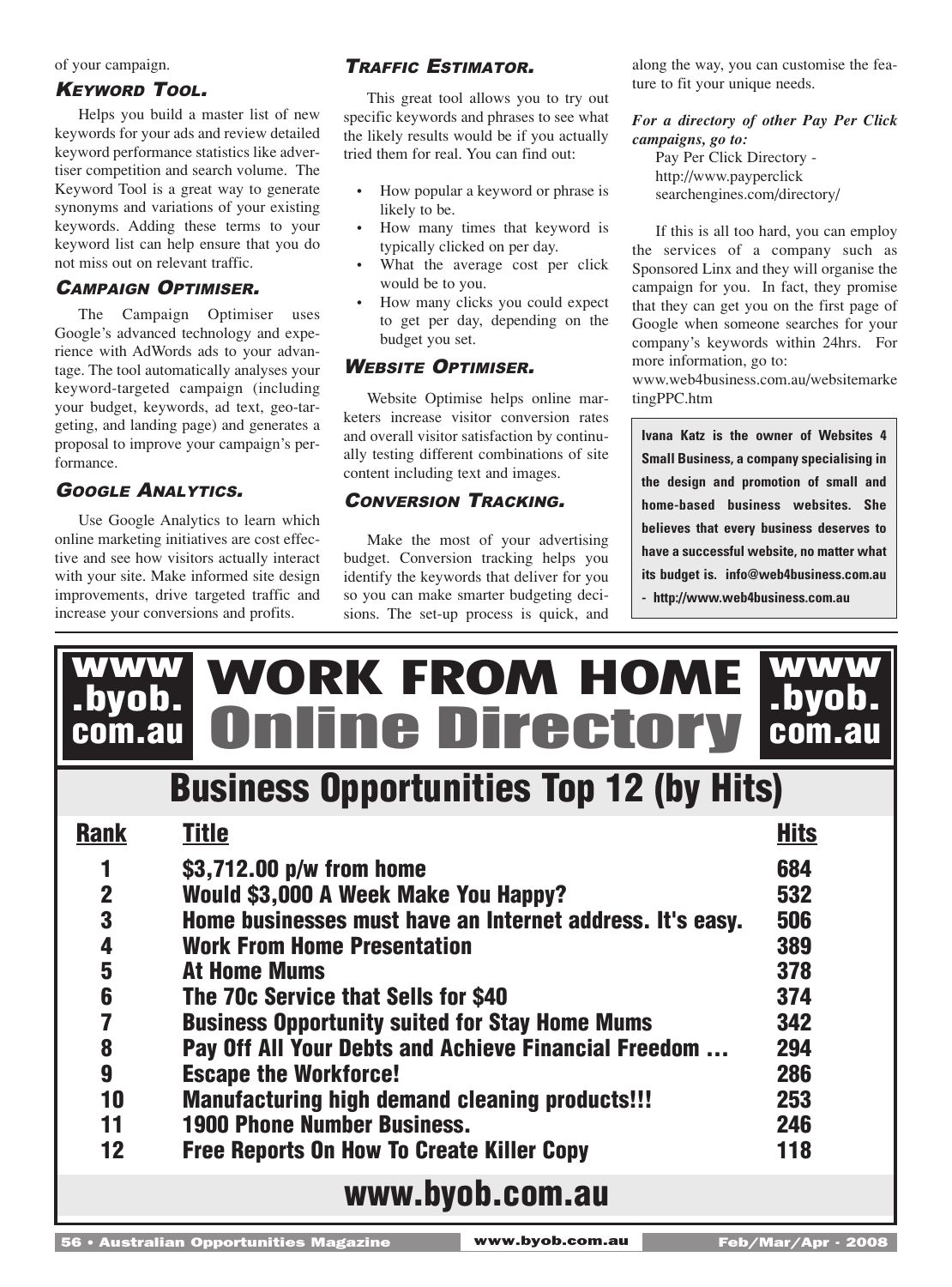of your campaign.

### *KEYWORD TOOL.*

Helps you build a master list of new keywords for your ads and review detailed keyword performance statistics like advertiser competition and search volume. The Keyword Tool is a great way to generate synonyms and variations of your existing keywords. Adding these terms to your keyword list can help ensure that you do not miss out on relevant traffic.

### *CAMPAIGN OPTIMISER.*

The Campaign Optimiser uses Google's advanced technology and experience with AdWords ads to your advantage. The tool automatically analyses your keyword-targeted campaign (including your budget, keywords, ad text, geo-targeting, and landing page) and generates a proposal to improve your campaign's performance.

### *GOOGLE ANALYTICS.*

Use Google Analytics to learn which online marketing initiatives are cost effective and see how visitors actually interact with your site. Make informed site design improvements, drive targeted traffic and increase your conversions and profits.

### *TRAFFIC ESTIMATOR.*

This great tool allows you to try out specific keywords and phrases to see what the likely results would be if you actually tried them for real. You can find out:

- How popular a keyword or phrase is likely to be.
- How many times that keyword is typically clicked on per day.
- What the average cost per click would be to you.
- How many clicks you could expect to get per day, depending on the budget you set.

### *WEBSITE OPTIMISER.*

Website Optimise helps online marketers increase visitor conversion rates and overall visitor satisfaction by continually testing different combinations of site content including text and images.

### *CONVERSION TRACKING.*

Make the most of your advertising budget. Conversion tracking helps you identify the keywords that deliver for you so you can make smarter budgeting decisions. The set-up process is quick, and along the way, you can customise the feature to fit your unique needs.

***For a directory of other Pay Per Click campaigns, go to:***

Pay Per Click Directory - http://www.payperclick searchengines.com/directory/

If this is all too hard, you can employ the services of a company such as Sponsored Linx and they will organise the campaign for you. In fact, they promise that they can get you on the first page of Google when someone searches for your company's keywords within 24hrs. For more information, go to: www.web4business.com.au/websitemarketingPPC.htm

**Ivana Katz is the owner of Websites 4 Small Business, a company specialising in the design and promotion of small and home-based business websites. She believes that every business deserves to have a successful website, no matter what its budget is. info@web4business.com.au - http://www.web4business.com.au**

---

# WORK FROM HOME Online Directory

www.byob.com.au

## Business Opportunities Top 12 (by Hits)

| Rank | Title | Hits |
|---|---|---|
| 1 | $3,712.00 p/w from home | 684 |
| 2 | Would $3,000 A Week Make You Happy? | 532 |
| 3 | Home businesses must have an Internet address. It's easy. | 506 |
| 4 | Work From Home Presentation | 389 |
| 5 | At Home Mums | 378 |
| 6 | The 70c Service that Sells for $40 | 374 |
| 7 | Business Opportunity suited for Stay Home Mums | 342 |
| 8 | Pay Off All Your Debts and Achieve Financial Freedom ... | 294 |
| 9 | Escape the Workforce! | 286 |
| 10 | Manufacturing high demand cleaning products!!! | 253 |
| 11 | 1900 Phone Number Business. | 246 |
| 12 | Free Reports On How To Create Killer Copy | 118 |

## www.byob.com.au